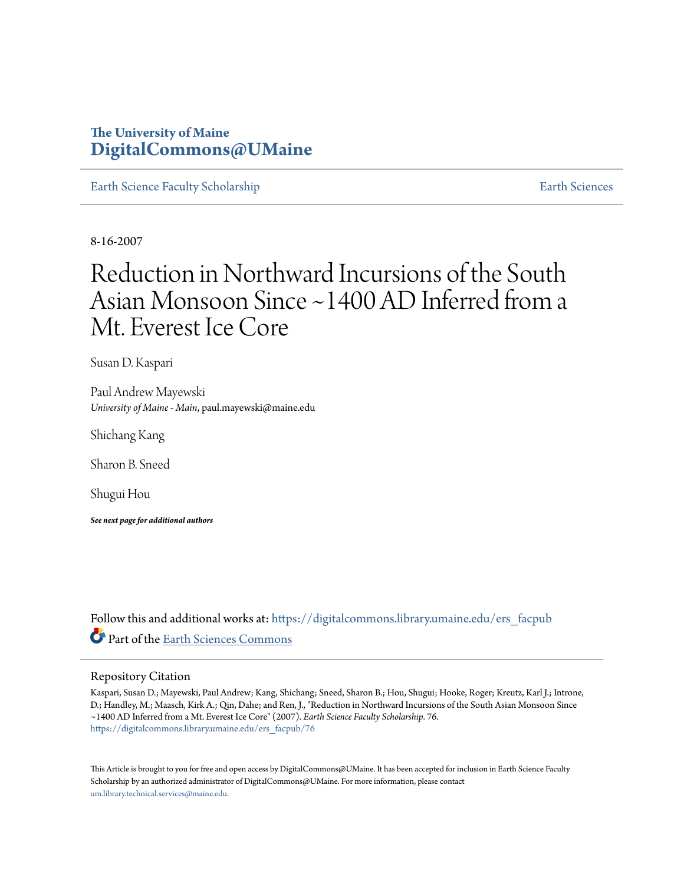The University of Maine
**DigitalCommons@UMaine**

Earth Science Faculty Scholarship | Earth Sciences

8-16-2007

# Reduction in Northward Incursions of the South Asian Monsoon Since ~1400 AD Inferred from a Mt. Everest Ice Core

Susan D. Kaspari

Paul Andrew Mayewski
*University of Maine - Main*, paul.mayewski@maine.edu

Shichang Kang

Sharon B. Sneed

Shugui Hou

***See next page for additional authors***

Follow this and additional works at: https://digitalcommons.library.umaine.edu/ers_facpub

Part of the Earth Sciences Commons

## Repository Citation

Kaspari, Susan D.; Mayewski, Paul Andrew; Kang, Shichang; Sneed, Sharon B.; Hou, Shugui; Hooke, Roger; Kreutz, Karl J.; Introne, D.; Handley, M.; Maasch, Kirk A.; Qin, Dahe; and Ren, J., "Reduction in Northward Incursions of the South Asian Monsoon Since ~1400 AD Inferred from a Mt. Everest Ice Core" (2007). *Earth Science Faculty Scholarship*. 76.
https://digitalcommons.library.umaine.edu/ers_facpub/76

This Article is brought to you for free and open access by DigitalCommons@UMaine. It has been accepted for inclusion in Earth Science Faculty Scholarship by an authorized administrator of DigitalCommons@UMaine. For more information, please contact um.library.technical.services@maine.edu.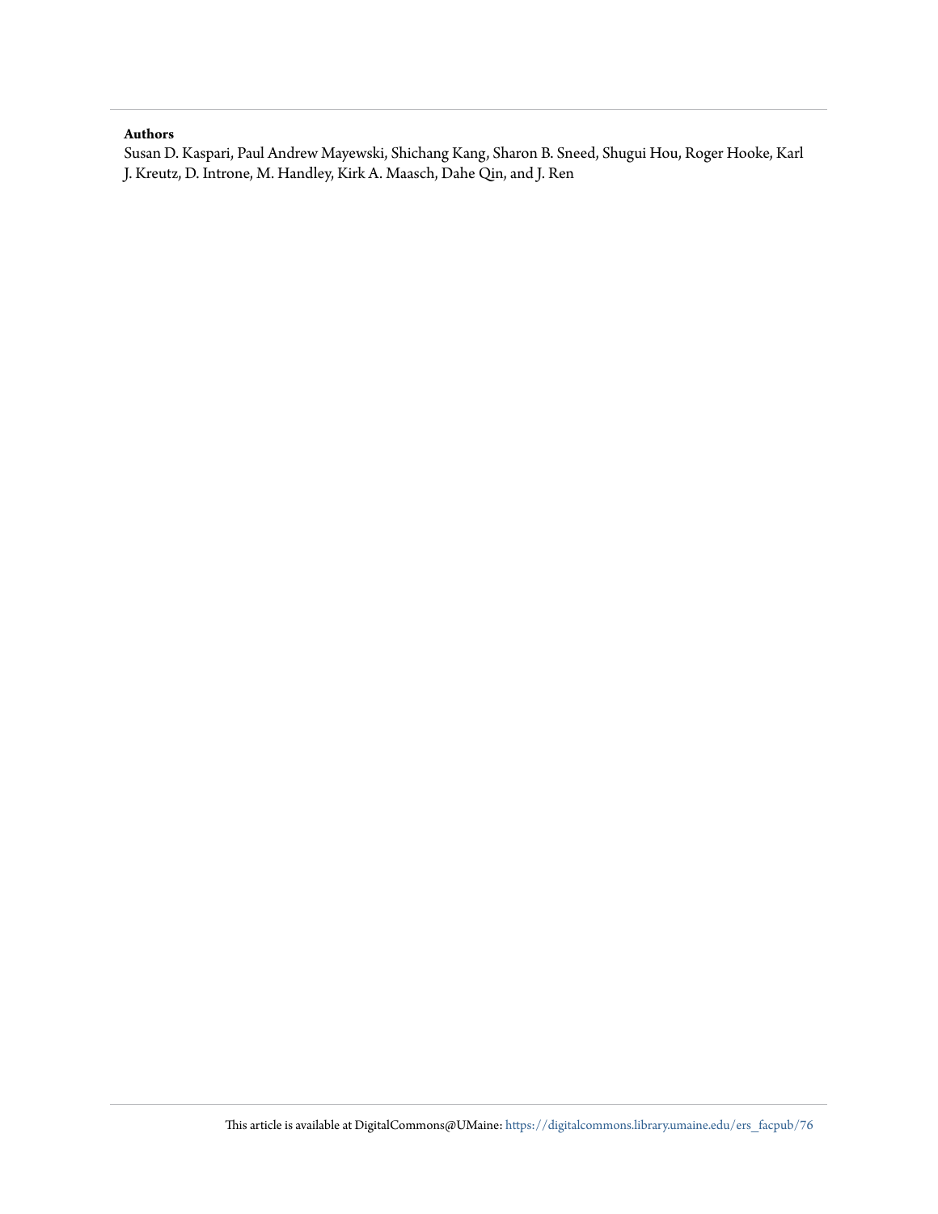**Authors**

Susan D. Kaspari, Paul Andrew Mayewski, Shichang Kang, Sharon B. Sneed, Shugui Hou, Roger Hooke, Karl J. Kreutz, D. Introne, M. Handley, Kirk A. Maasch, Dahe Qin, and J. Ren

This article is available at DigitalCommons@UMaine: https://digitalcommons.library.umaine.edu/ers_facpub/76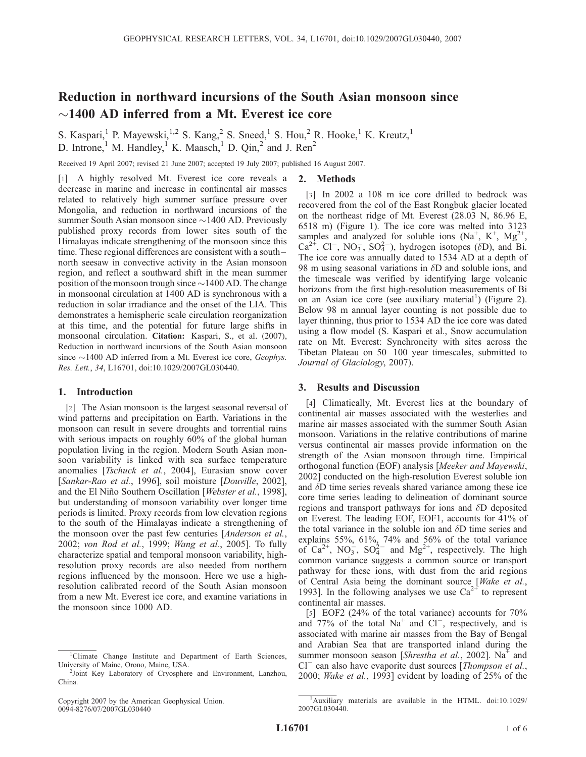# Reduction in northward incursions of the South Asian monsoon since ~1400 AD inferred from a Mt. Everest ice core

S. Kaspari,[1] P. Mayewski,[1,2] S. Kang,[2] S. Sneed,[1] S. Hou,[2] R. Hooke,[1] K. Kreutz,[1] D. Introne,[1] M. Handley,[1] K. Maasch,[1] D. Qin,[2] and J. Ren[2]

Received 19 April 2007; revised 21 June 2007; accepted 19 July 2007; published 16 August 2007.

[1] A highly resolved Mt. Everest ice core reveals a decrease in marine and increase in continental air masses related to relatively high summer surface pressure over Mongolia, and reduction in northward incursions of the summer South Asian monsoon since ~1400 AD. Previously published proxy records from lower sites south of the Himalayas indicate strengthening of the monsoon since this time. These regional differences are consistent with a south–north seesaw in convective activity in the Asian monsoon region, and reflect a southward shift in the mean summer position of the monsoon trough since ~1400 AD. The change in monsoonal circulation at 1400 AD is synchronous with a reduction in solar irradiance and the onset of the LIA. This demonstrates a hemispheric scale circulation reorganization at this time, and the potential for future large shifts in monsoonal circulation. **Citation:** Kaspari, S., et al. (2007), Reduction in northward incursions of the South Asian monsoon since ~1400 AD inferred from a Mt. Everest ice core, *Geophys. Res. Lett.*, *34*, L16701, doi:10.1029/2007GL030440.

## 1. Introduction

[2] The Asian monsoon is the largest seasonal reversal of wind patterns and precipitation on Earth. Variations in the monsoon can result in severe droughts and torrential rains with serious impacts on roughly 60% of the global human population living in the region. Modern South Asian monsoon variability is linked with sea surface temperature anomalies [*Tschuck et al.*, 2004], Eurasian snow cover [*Sankar-Rao et al.*, 1996], soil moisture [*Douville*, 2002], and the El Niño Southern Oscillation [*Webster et al.*, 1998], but understanding of monsoon variability over longer time periods is limited. Proxy records from low elevation regions to the south of the Himalayas indicate a strengthening of the monsoon over the past few centuries [*Anderson et al.*, 2002; *von Rod et al.*, 1999; *Wang et al.*, 2005]. To fully characterize spatial and temporal monsoon variability, high-resolution proxy records are also needed from northern regions influenced by the monsoon. Here we use a high-resolution calibrated record of the South Asian monsoon from a new Mt. Everest ice core, and examine variations in the monsoon since 1000 AD.

## 2. Methods

[3] In 2002 a 108 m ice core drilled to bedrock was recovered from the col of the East Rongbuk glacier located on the northeast ridge of Mt. Everest (28.03 N, 86.96 E, 6518 m) (Figure 1). The ice core was melted into 3123 samples and analyzed for soluble ions ($Na^+$, $K^+$, $Mg^{2+}$, $Ca^{2+}$, $Cl^-$, $NO_3^-$, $SO_4^{2-}$), hydrogen isotopes ($\delta$D), and Bi. The ice core was annually dated to 1534 AD at a depth of 98 m using seasonal variations in $\delta$D and soluble ions, and the timescale was verified by identifying large volcanic horizons from the first high-resolution measurements of Bi on an Asian ice core (see auxiliary material[1]) (Figure 2). Below 98 m annual layer counting is not possible due to layer thinning, thus prior to 1534 AD the ice core was dated using a flow model (S. Kaspari et al., Snow accumulation rate on Mt. Everest: Synchroneity with sites across the Tibetan Plateau on 50–100 year timescales, submitted to *Journal of Glaciology*, 2007).

## 3. Results and Discussion

[4] Climatically, Mt. Everest lies at the boundary of continental air masses associated with the westerlies and marine air masses associated with the summer South Asian monsoon. Variations in the relative contributions of marine versus continental air masses provide information on the strength of the Asian monsoon through time. Empirical orthogonal function (EOF) analysis [*Meeker and Mayewski*, 2002] conducted on the high-resolution Everest soluble ion and $\delta$D time series reveals shared variance among these ice core time series leading to delineation of dominant source regions and transport pathways for ions and $\delta$D deposited on Everest. The leading EOF, EOF1, accounts for 41% of the total variance in the soluble ion and $\delta$D time series and explains 55%, 61%, 74% and 56% of the total variance of $Ca^{2+}$, $NO_3^-$, $SO_4^{2-}$ and $Mg^{2+}$, respectively. The high common variance suggests a common source or transport pathway for these ions, with dust from the arid regions of Central Asia being the dominant source [*Wake et al.*, 1993]. In the following analyses we use $Ca^{2+}$ to represent continental air masses.

[5] EOF2 (24% of the total variance) accounts for 70% and 77% of the total $Na^+$ and $Cl^-$, respectively, and is associated with marine air masses from the Bay of Bengal and Arabian Sea that are transported inland during the summer monsoon season [*Shrestha et al.*, 2002]. $Na^+$ and $Cl^-$ can also have evaporite dust sources [*Thompson et al.*, 2000; *Wake et al.*, 1993] evident by loading of 25% of the

---

[1]Climate Change Institute and Department of Earth Sciences, University of Maine, Orono, Maine, USA.

[2]Joint Key Laboratory of Cryosphere and Environment, Lanzhou, China.

Copyright 2007 by the American Geophysical Union.
0094-8276/07/2007GL030440

[1]Auxiliary materials are available in the HTML. doi:10.1029/2007GL030440.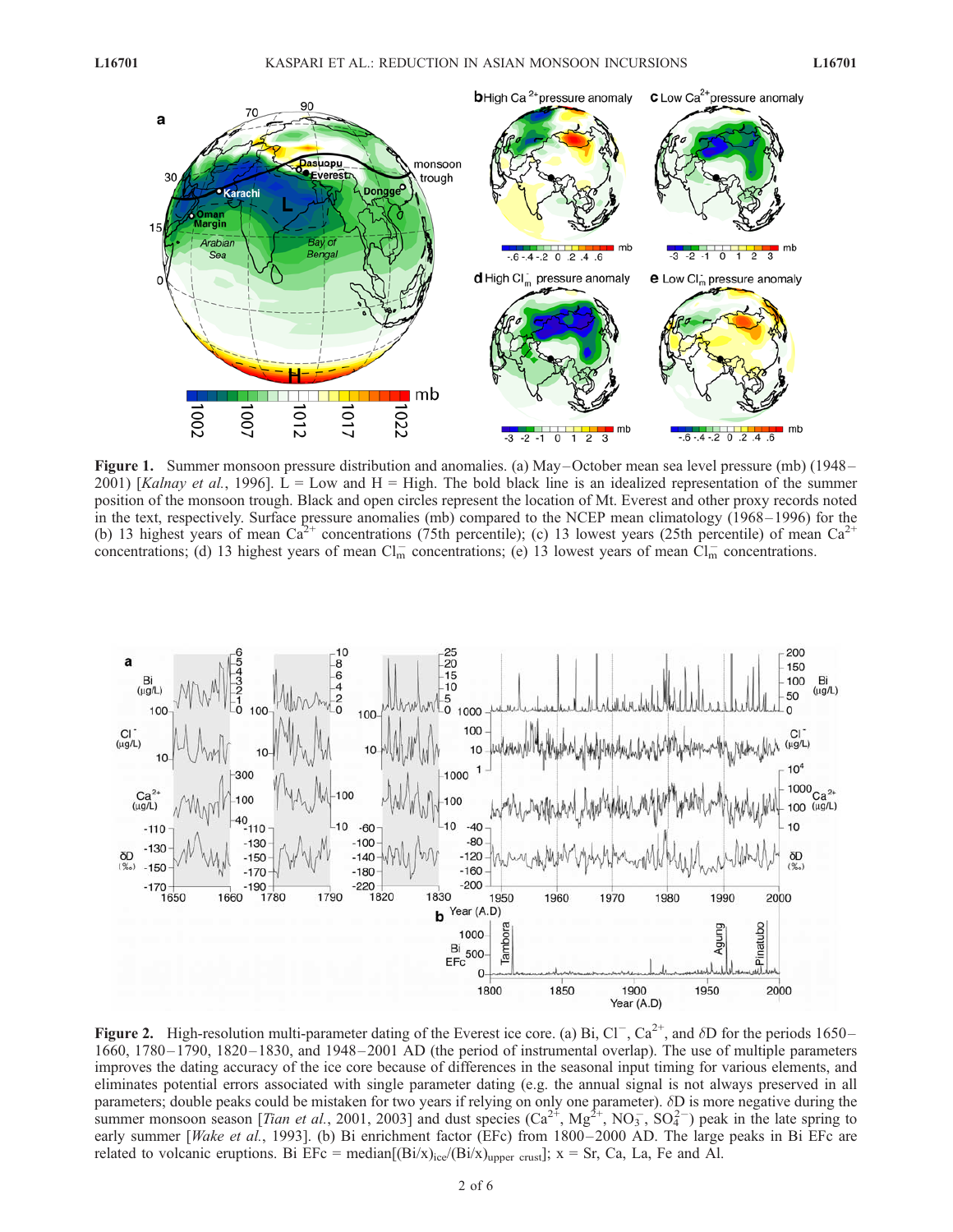**Figure 1.** Summer monsoon pressure distribution and anomalies. (a) May–October mean sea level pressure (mb) (1948–2001) [*Kalnay et al.*, 1996]. L = Low and H = High. The bold black line is an idealized representation of the summer position of the monsoon trough. Black and open circles represent the location of Mt. Everest and other proxy records noted in the text, respectively. Surface pressure anomalies (mb) compared to the NCEP mean climatology (1968–1996) for the (b) 13 highest years of mean $Ca^{2+}$ concentrations (75th percentile); (c) 13 lowest years (25th percentile) of mean $Ca^{2+}$ concentrations; (d) 13 highest years of mean $Cl^-_m$ concentrations; (e) 13 lowest years of mean $Cl^-_m$ concentrations.

**Figure 2.** High-resolution multi-parameter dating of the Everest ice core. (a) Bi, $Cl^-$, $Ca^{2+}$, and $\delta D$ for the periods 1650–1660, 1780–1790, 1820–1830, and 1948–2001 AD (the period of instrumental overlap). The use of multiple parameters improves the dating accuracy of the ice core because of differences in the seasonal input timing for various elements, and eliminates potential errors associated with single parameter dating (e.g. the annual signal is not always preserved in all parameters; double peaks could be mistaken for two years if relying on only one parameter). $\delta D$ is more negative during the summer monsoon season [*Tian et al.*, 2001, 2003] and dust species ($Ca^{2+}$, $Mg^{2+}$, $NO_3^-$, $SO_4^{2-}$) peak in the late spring to early summer [*Wake et al.*, 1993]. (b) Bi enrichment factor (EFc) from 1800–2000 AD. The large peaks in Bi EFc are related to volcanic eruptions. Bi EFc = median$[(Bi/x)_{ice}/(Bi/x)_{upper\ crust}]$; x = Sr, Ca, La, Fe and Al.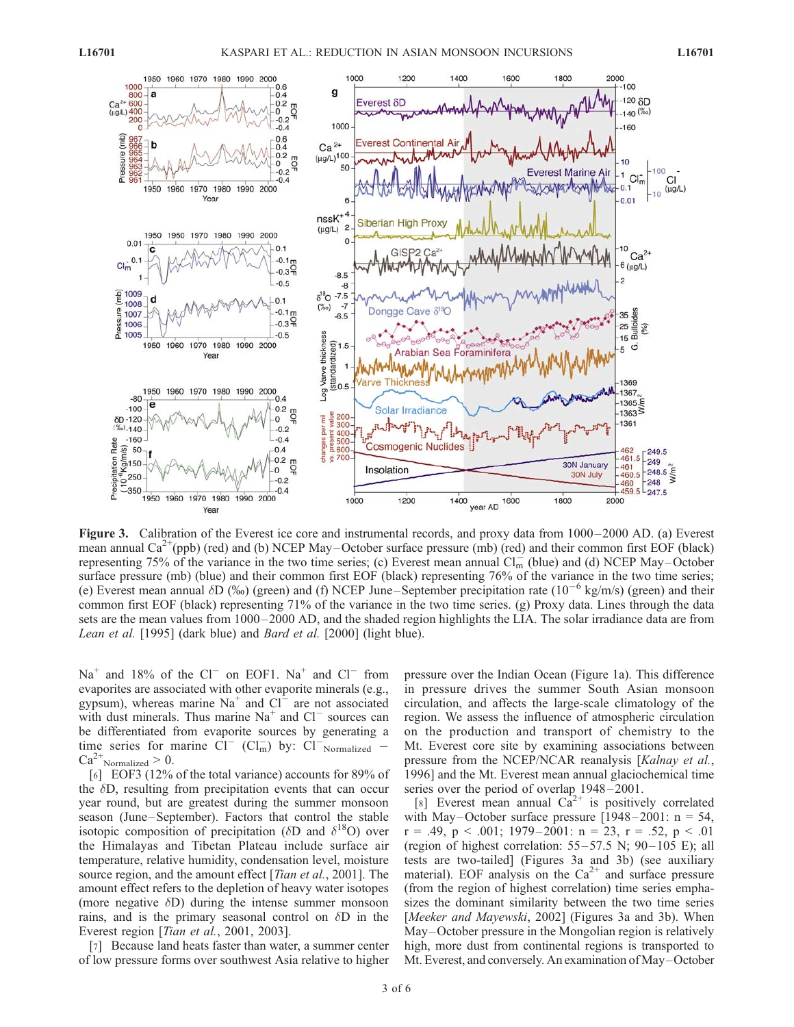**Figure 3.** Calibration of the Everest ice core and instrumental records, and proxy data from 1000–2000 AD. (a) Everest mean annual $Ca^{2+}$(ppb) (red) and (b) NCEP May–October surface pressure (mb) (red) and their common first EOF (black) representing 75% of the variance in the two time series; (c) Everest mean annual $Cl^-_m$ (blue) and (d) NCEP May–October surface pressure (mb) (blue) and their common first EOF (black) representing 76% of the variance in the two time series; (e) Everest mean annual δD (‰) (green) and (f) NCEP June–September precipitation rate ($10^{-6}$ kg/m/s) (green) and their common first EOF (black) representing 71% of the variance in the two time series. (g) Proxy data. Lines through the data sets are the mean values from 1000–2000 AD, and the shaded region highlights the LIA. The solar irradiance data are from *Lean et al.* [1995] (dark blue) and *Bard et al.* [2000] (light blue).

$Na^+$ and 18% of the $Cl^-$ on EOF1. $Na^+$ and $Cl^-$ from evaporites are associated with other evaporite minerals (e.g., gypsum), whereas marine $Na^+$ and $Cl^-$ are not associated with dust minerals. Thus marine $Na^+$ and $Cl^-$ sources can be differentiated from evaporite sources by generating a time series for marine $Cl^-$ ($Cl^-_m$) by: $Cl^-_{Normalized} - Ca^{2+}_{Normalized} > 0$.

[6] EOF3 (12% of the total variance) accounts for 89% of the δD, resulting from precipitation events that can occur year round, but are greatest during the summer monsoon season (June–September). Factors that control the stable isotopic composition of precipitation (δD and $\delta^{18}O$) over the Himalayas and Tibetan Plateau include surface air temperature, relative humidity, condensation level, moisture source region, and the amount effect [*Tian et al.*, 2001]. The amount effect refers to the depletion of heavy water isotopes (more negative δD) during the intense summer monsoon rains, and is the primary seasonal control on δD in the Everest region [*Tian et al.*, 2001, 2003].

[7] Because land heats faster than water, a summer center of low pressure forms over southwest Asia relative to higher pressure over the Indian Ocean (Figure 1a). This difference in pressure drives the summer South Asian monsoon circulation, and affects the large-scale climatology of the region. We assess the influence of atmospheric circulation on the production and transport of chemistry to the Mt. Everest core site by examining associations between pressure from the NCEP/NCAR reanalysis [*Kalnay et al.*, 1996] and the Mt. Everest mean annual glaciochemical time series over the period of overlap 1948–2001.

[8] Everest mean annual $Ca^{2+}$ is positively correlated with May–October surface pressure [1948–2001: n = 54, r = .49, p < .001; 1979–2001: n = 23, r = .52, p < .01 (region of highest correlation: 55–57.5 N; 90–105 E); all tests are two-tailed] (Figures 3a and 3b) (see auxiliary material). EOF analysis on the $Ca^{2+}$ and surface pressure (from the region of highest correlation) time series emphasizes the dominant similarity between the two time series [*Meeker and Mayewski*, 2002] (Figures 3a and 3b). When May–October pressure in the Mongolian region is relatively high, more dust from continental regions is transported to Mt. Everest, and conversely. An examination of May–October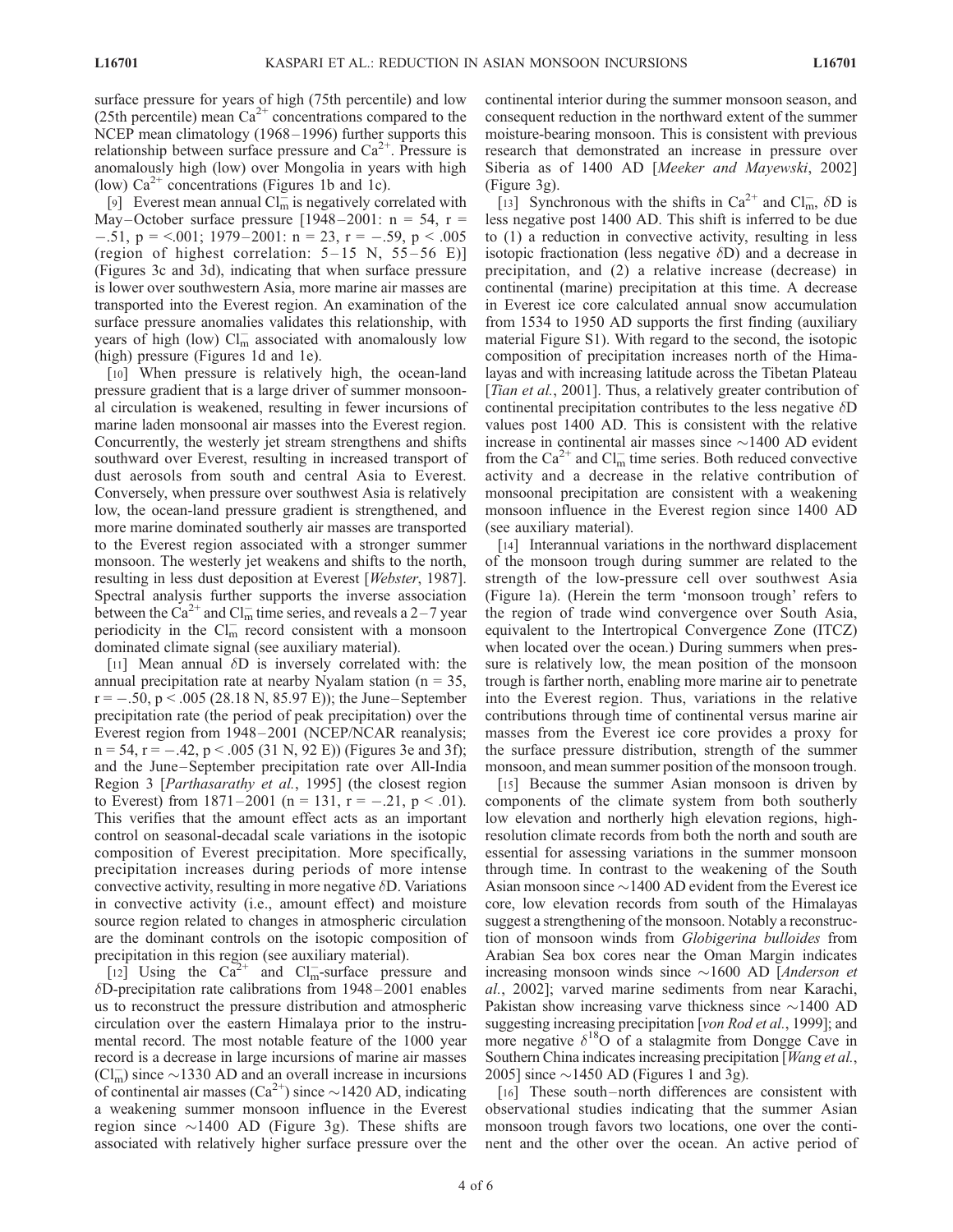surface pressure for years of high (75th percentile) and low (25th percentile) mean $Ca^{2+}$ concentrations compared to the NCEP mean climatology (1968–1996) further supports this relationship between surface pressure and $Ca^{2+}$. Pressure is anomalously high (low) over Mongolia in years with high (low) $Ca^{2+}$ concentrations (Figures 1b and 1c).

[9] Everest mean annual $Cl^-_m$ is negatively correlated with May–October surface pressure [1948–2001: n = 54, r = −.51, p = <.001; 1979–2001: n = 23, r = −.59, p < .005 (region of highest correlation: 5–15 N, 55–56 E)] (Figures 3c and 3d), indicating that when surface pressure is lower over southwestern Asia, more marine air masses are transported into the Everest region. An examination of the surface pressure anomalies validates this relationship, with years of high (low) $Cl^-_m$ associated with anomalously low (high) pressure (Figures 1d and 1e).

[10] When pressure is relatively high, the ocean-land pressure gradient that is a large driver of summer monsoonal circulation is weakened, resulting in fewer incursions of marine laden monsoonal air masses into the Everest region. Concurrently, the westerly jet stream strengthens and shifts southward over Everest, resulting in increased transport of dust aerosols from south and central Asia to Everest. Conversely, when pressure over southwest Asia is relatively low, the ocean-land pressure gradient is strengthened, and more marine dominated southerly air masses are transported to the Everest region associated with a stronger summer monsoon. The westerly jet weakens and shifts to the north, resulting in less dust deposition at Everest [*Webster*, 1987]. Spectral analysis further supports the inverse association between the $Ca^{2+}$ and $Cl^-_m$ time series, and reveals a 2–7 year periodicity in the $Cl^-_m$ record consistent with a monsoon dominated climate signal (see auxiliary material).

[11] Mean annual δD is inversely correlated with: the annual precipitation rate at nearby Nyalam station (n = 35, r = −.50, p < .005 (28.18 N, 85.97 E)); the June–September precipitation rate (the period of peak precipitation) over the Everest region from 1948–2001 (NCEP/NCAR reanalysis; n = 54, r = −.42, p < .005 (31 N, 92 E)) (Figures 3e and 3f); and the June–September precipitation rate over All-India Region 3 [*Parthasarathy et al.*, 1995] (the closest region to Everest) from 1871–2001 (n = 131, r = −.21, p < .01). This verifies that the amount effect acts as an important control on seasonal-decadal scale variations in the isotopic composition of Everest precipitation. More specifically, precipitation increases during periods of more intense convective activity, resulting in more negative δD. Variations in convective activity (i.e., amount effect) and moisture source region related to changes in atmospheric circulation are the dominant controls on the isotopic composition of precipitation in this region (see auxiliary material).

[12] Using the $Ca^{2+}$ and $Cl^-_m$-surface pressure and δD-precipitation rate calibrations from 1948–2001 enables us to reconstruct the pressure distribution and atmospheric circulation over the eastern Himalaya prior to the instrumental record. The most notable feature of the 1000 year record is a decrease in large incursions of marine air masses ($Cl^-_m$) since ∼1330 AD and an overall increase in incursions of continental air masses ($Ca^{2+}$) since ∼1420 AD, indicating a weakening summer monsoon influence in the Everest region since ∼1400 AD (Figure 3g). These shifts are associated with relatively higher surface pressure over the continental interior during the summer monsoon season, and consequent reduction in the northward extent of the summer moisture-bearing monsoon. This is consistent with previous research that demonstrated an increase in pressure over Siberia as of 1400 AD [*Meeker and Mayewski*, 2002] (Figure 3g).

[13] Synchronous with the shifts in $Ca^{2+}$ and $Cl^-_m$, δD is less negative post 1400 AD. This shift is inferred to be due to (1) a reduction in convective activity, resulting in less isotopic fractionation (less negative δD) and a decrease in precipitation, and (2) a relative increase (decrease) in continental (marine) precipitation at this time. A decrease in Everest ice core calculated annual snow accumulation from 1534 to 1950 AD supports the first finding (auxiliary material Figure S1). With regard to the second, the isotopic composition of precipitation increases north of the Himalayas and with increasing latitude across the Tibetan Plateau [*Tian et al.*, 2001]. Thus, a relatively greater contribution of continental precipitation contributes to the less negative δD values post 1400 AD. This is consistent with the relative increase in continental air masses since ∼1400 AD evident from the $Ca^{2+}$ and $Cl^-_m$ time series. Both reduced convective activity and a decrease in the relative contribution of monsoonal precipitation are consistent with a weakening monsoon influence in the Everest region since 1400 AD (see auxiliary material).

[14] Interannual variations in the northward displacement of the monsoon trough during summer are related to the strength of the low-pressure cell over southwest Asia (Figure 1a). (Herein the term 'monsoon trough' refers to the region of trade wind convergence over South Asia, equivalent to the Intertropical Convergence Zone (ITCZ) when located over the ocean.) During summers when pressure is relatively low, the mean position of the monsoon trough is farther north, enabling more marine air to penetrate into the Everest region. Thus, variations in the relative contributions through time of continental versus marine air masses from the Everest ice core provides a proxy for the surface pressure distribution, strength of the summer monsoon, and mean summer position of the monsoon trough.

[15] Because the summer Asian monsoon is driven by components of the climate system from both southerly low elevation and northerly high elevation regions, high-resolution climate records from both the north and south are essential for assessing variations in the summer monsoon through time. In contrast to the weakening of the South Asian monsoon since ∼1400 AD evident from the Everest ice core, low elevation records from south of the Himalayas suggest a strengthening of the monsoon. Notably a reconstruction of monsoon winds from *Globigerina bulloides* from Arabian Sea box cores near the Oman Margin indicates increasing monsoon winds since ∼1600 AD [*Anderson et al.*, 2002]; varved marine sediments from near Karachi, Pakistan show increasing varve thickness since ∼1400 AD suggesting increasing precipitation [*von Rod et al.*, 1999]; and more negative $\delta^{18}O$ of a stalagmite from Dongge Cave in Southern China indicates increasing precipitation [*Wang et al.*, 2005] since ∼1450 AD (Figures 1 and 3g).

[16] These south–north differences are consistent with observational studies indicating that the summer Asian monsoon trough favors two locations, one over the continent and the other over the ocean. An active period of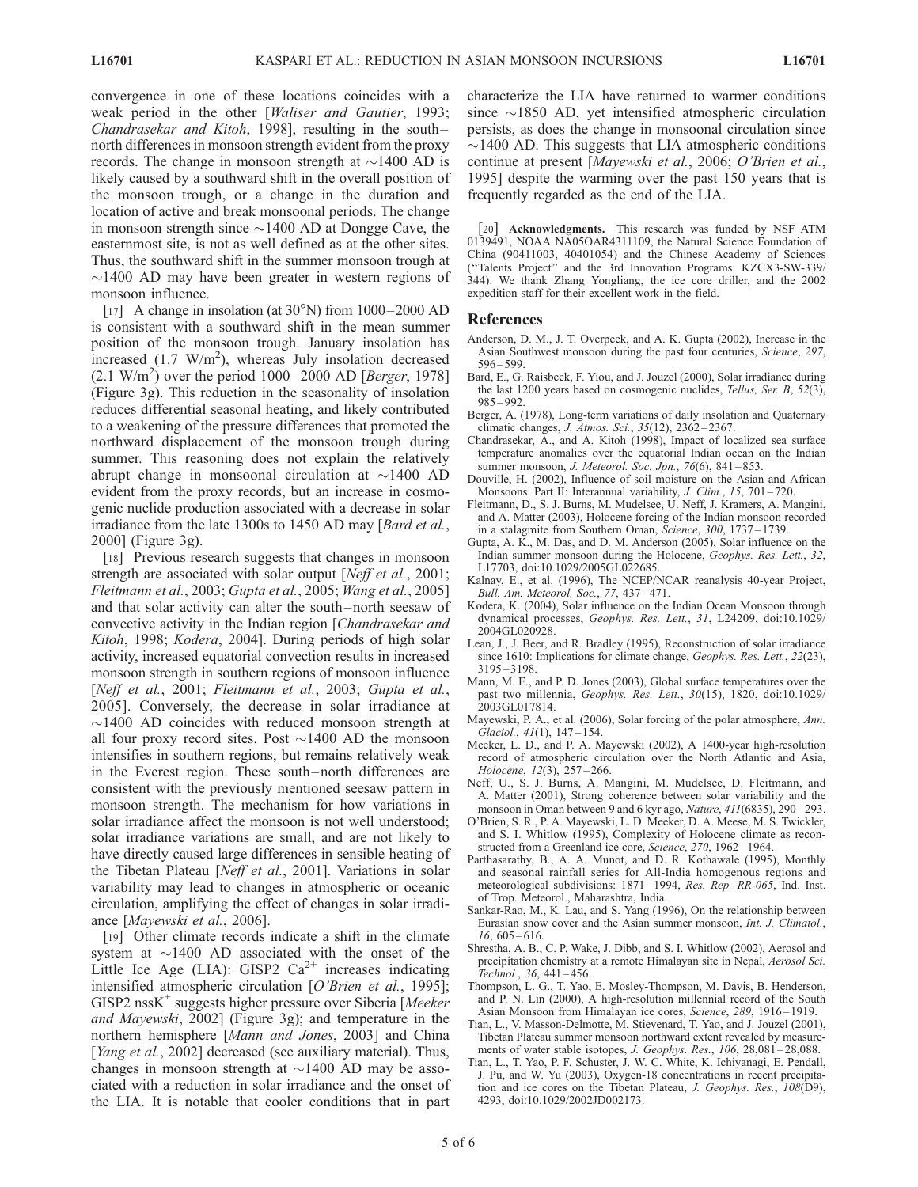convergence in one of these locations coincides with a weak period in the other [*Waliser and Gautier*, 1993; *Chandrasekar and Kitoh*, 1998], resulting in the south–north differences in monsoon strength evident from the proxy records. The change in monsoon strength at ~1400 AD is likely caused by a southward shift in the overall position of the monsoon trough, or a change in the duration and location of active and break monsoonal periods. The change in monsoon strength since ~1400 AD at Dongge Cave, the easternmost site, is not as well defined as at the other sites. Thus, the southward shift in the summer monsoon trough at ~1400 AD may have been greater in western regions of monsoon influence.

[17] A change in insolation (at 30°N) from 1000–2000 AD is consistent with a southward shift in the mean summer position of the monsoon trough. January insolation has increased (1.7 $W/m^2$), whereas July insolation decreased (2.1 $W/m^2$) over the period 1000–2000 AD [*Berger*, 1978] (Figure 3g). This reduction in the seasonality of insolation reduces differential seasonal heating, and likely contributed to a weakening of the pressure differences that promoted the northward displacement of the monsoon trough during summer. This reasoning does not explain the relatively abrupt change in monsoonal circulation at ~1400 AD evident from the proxy records, but an increase in cosmogenic nuclide production associated with a decrease in solar irradiance from the late 1300s to 1450 AD may [*Bard et al.*, 2000] (Figure 3g).

[18] Previous research suggests that changes in monsoon strength are associated with solar output [*Neff et al.*, 2001; *Fleitmann et al.*, 2003; *Gupta et al.*, 2005; *Wang et al.*, 2005] and that solar activity can alter the south–north seesaw of convective activity in the Indian region [*Chandrasekar and Kitoh*, 1998; *Kodera*, 2004]. During periods of high solar activity, increased equatorial convection results in increased monsoon strength in southern regions of monsoon influence [*Neff et al.*, 2001; *Fleitmann et al.*, 2003; *Gupta et al.*, 2005]. Conversely, the decrease in solar irradiance at ~1400 AD coincides with reduced monsoon strength at all four proxy record sites. Post ~1400 AD the monsoon intensifies in southern regions, but remains relatively weak in the Everest region. These south–north differences are consistent with the previously mentioned seesaw pattern in monsoon strength. The mechanism for how variations in solar irradiance affect the monsoon is not well understood; solar irradiance variations are small, and are not likely to have directly caused large differences in sensible heating of the Tibetan Plateau [*Neff et al.*, 2001]. Variations in solar variability may lead to changes in atmospheric or oceanic circulation, amplifying the effect of changes in solar irradiance [*Mayewski et al.*, 2006].

[19] Other climate records indicate a shift in the climate system at ~1400 AD associated with the onset of the Little Ice Age (LIA): GISP2 $Ca^{2+}$ increases indicating intensified atmospheric circulation [*O'Brien et al.*, 1995]; GISP2 $nssK^{+}$ suggests higher pressure over Siberia [*Meeker and Mayewski*, 2002] (Figure 3g); and temperature in the northern hemisphere [*Mann and Jones*, 2003] and China [*Yang et al.*, 2002] decreased (see auxiliary material). Thus, changes in monsoon strength at ~1400 AD may be associated with a reduction in solar irradiance and the onset of the LIA. It is notable that cooler conditions that in part characterize the LIA have returned to warmer conditions since ~1850 AD, yet intensified atmospheric circulation persists, as does the change in monsoonal circulation since ~1400 AD. This suggests that LIA atmospheric conditions continue at present [*Mayewski et al.*, 2006; *O'Brien et al.*, 1995] despite the warming over the past 150 years that is frequently regarded as the end of the LIA.

[20] **Acknowledgments.** This research was funded by NSF ATM 0139491, NOAA NA05OAR4311109, the Natural Science Foundation of China (90411003, 40401054) and the Chinese Academy of Sciences ("Talents Project" and the 3rd Innovation Programs: KZCX3-SW-339/344). We thank Zhang Yongliang, the ice core driller, and the 2002 expedition staff for their excellent work in the field.

## References

Anderson, D. M., J. T. Overpeck, and A. K. Gupta (2002), Increase in the Asian Southwest monsoon during the past four centuries, *Science*, *297*, 596–599.

Bard, E., G. Raisbeck, F. Yiou, and J. Jouzel (2000), Solar irradiance during the last 1200 years based on cosmogenic nuclides, *Tellus, Ser. B*, *52*(3), 985–992.

Berger, A. (1978), Long-term variations of daily insolation and Quaternary climatic changes, *J. Atmos. Sci.*, *35*(12), 2362–2367.

Chandrasekar, A., and A. Kitoh (1998), Impact of localized sea surface temperature anomalies over the equatorial Indian ocean on the Indian summer monsoon, *J. Meteorol. Soc. Jpn.*, *76*(6), 841–853.

Douville, H. (2002), Influence of soil moisture on the Asian and African Monsoons. Part II: Interannual variability, *J. Clim.*, *15*, 701–720.

Fleitmann, D., S. J. Burns, M. Mudelsee, U. Neff, J. Kramers, A. Mangini, and A. Matter (2003), Holocene forcing of the Indian monsoon recorded in a stalagmite from Southern Oman, *Science*, *300*, 1737–1739.

Gupta, A. K., M. Das, and D. M. Anderson (2005), Solar influence on the Indian summer monsoon during the Holocene, *Geophys. Res. Lett.*, *32*, L17703, doi:10.1029/2005GL022685.

Kalnay, E., et al. (1996), The NCEP/NCAR reanalysis 40-year Project, *Bull. Am. Meteorol. Soc.*, *77*, 437–471.

Kodera, K. (2004), Solar influence on the Indian Ocean Monsoon through dynamical processes, *Geophys. Res. Lett.*, *31*, L24209, doi:10.1029/2004GL020928.

Lean, J., J. Beer, and R. Bradley (1995), Reconstruction of solar irradiance since 1610: Implications for climate change, *Geophys. Res. Lett.*, *22*(23), 3195–3198.

Mann, M. E., and P. D. Jones (2003), Global surface temperatures over the past two millennia, *Geophys. Res. Lett.*, *30*(15), 1820, doi:10.1029/2003GL017814.

Mayewski, P. A., et al. (2006), Solar forcing of the polar atmosphere, *Ann. Glaciol.*, *41*(1), 147–154.

Meeker, L. D., and P. A. Mayewski (2002), A 1400-year high-resolution record of atmospheric circulation over the North Atlantic and Asia, *Holocene*, *12*(3), 257–266.

Neff, U., S. J. Burns, A. Mangini, M. Mudelsee, D. Fleitmann, and A. Matter (2001), Strong coherence between solar variability and the monsoon in Oman between 9 and 6 kyr ago, *Nature*, *411*(6835), 290–293.

O'Brien, S. R., P. A. Mayewski, L. D. Meeker, D. A. Meese, M. S. Twickler, and S. I. Whitlow (1995), Complexity of Holocene climate as reconstructed from a Greenland ice core, *Science*, *270*, 1962–1964.

Parthasarathy, B., A. A. Munot, and D. R. Kothawale (1995), Monthly and seasonal rainfall series for All-India homogenous regions and meteorological subdivisions: 1871–1994, *Res. Rep. RR-065*, Ind. Inst. of Trop. Meteorol., Maharashtra, India.

Sankar-Rao, M., K. Lau, and S. Yang (1996), On the relationship between Eurasian snow cover and the Asian summer monsoon, *Int. J. Climatol.*, *16*, 605–616.

Shrestha, A. B., C. P. Wake, J. Dibb, and S. I. Whitlow (2002), Aerosol and precipitation chemistry at a remote Himalayan site in Nepal, *Aerosol Sci. Technol.*, *36*, 441–456.

Thompson, L. G., T. Yao, E. Mosley-Thompson, M. Davis, B. Henderson, and P. N. Lin (2000), A high-resolution millennial record of the South Asian Monsoon from Himalayan ice cores, *Science*, *289*, 1916–1919.

Tian, L., V. Masson-Delmotte, M. Stievenard, T. Yao, and J. Jouzel (2001), Tibetan Plateau summer monsoon northward extent revealed by measurements of water stable isotopes, *J. Geophys. Res.*, *106*, 28,081–28,088.

Tian, L., T. Yao, P. F. Schuster, J. W. C. White, K. Ichiyanagi, E. Pendall, J. Pu, and W. Yu (2003), Oxygen-18 concentrations in recent precipitation and ice cores on the Tibetan Plateau, *J. Geophys. Res.*, *108*(D9), 4293, doi:10.1029/2002JD002173.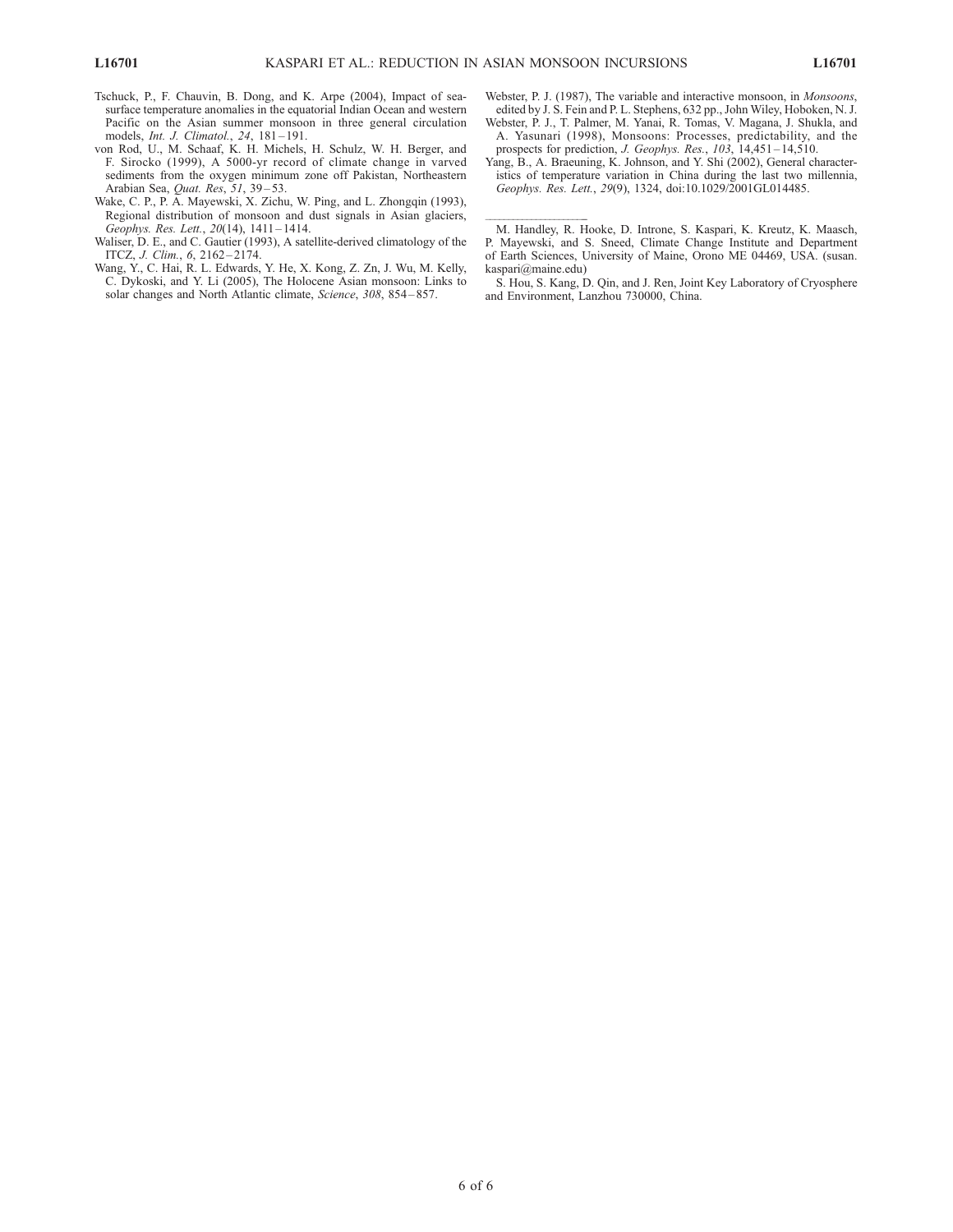Tschuck, P., F. Chauvin, B. Dong, and K. Arpe (2004), Impact of sea-surface temperature anomalies in the equatorial Indian Ocean and western Pacific on the Asian summer monsoon in three general circulation models, *Int. J. Climatol.*, *24*, 181–191.

von Rod, U., M. Schaaf, K. H. Michels, H. Schulz, W. H. Berger, and F. Sirocko (1999), A 5000-yr record of climate change in varved sediments from the oxygen minimum zone off Pakistan, Northeastern Arabian Sea, *Quat. Res*, *51*, 39–53.

Wake, C. P., P. A. Mayewski, X. Zichu, W. Ping, and L. Zhongqin (1993), Regional distribution of monsoon and dust signals in Asian glaciers, *Geophys. Res. Lett.*, *20*(14), 1411–1414.

Waliser, D. E., and C. Gautier (1993), A satellite-derived climatology of the ITCZ, *J. Clim.*, *6*, 2162–2174.

Wang, Y., C. Hai, R. L. Edwards, Y. He, X. Kong, Z. Zn, J. Wu, M. Kelly, C. Dykoski, and Y. Li (2005), The Holocene Asian monsoon: Links to solar changes and North Atlantic climate, *Science*, *308*, 854–857.

Webster, P. J. (1987), The variable and interactive monsoon, in *Monsoons*, edited by J. S. Fein and P. L. Stephens, 632 pp., John Wiley, Hoboken, N. J.

Webster, P. J., T. Palmer, M. Yanai, R. Tomas, V. Magana, J. Shukla, and A. Yasunari (1998), Monsoons: Processes, predictability, and the prospects for prediction, *J. Geophys. Res.*, *103*, 14,451–14,510.

Yang, B., A. Braeuning, K. Johnson, and Y. Shi (2002), General characteristics of temperature variation in China during the last two millennia, *Geophys. Res. Lett.*, *29*(9), 1324, doi:10.1029/2001GL014485.

---

M. Handley, R. Hooke, D. Introne, S. Kaspari, K. Kreutz, K. Maasch, P. Mayewski, and S. Sneed, Climate Change Institute and Department of Earth Sciences, University of Maine, Orono ME 04469, USA. (susan.kaspari@maine.edu)

S. Hou, S. Kang, D. Qin, and J. Ren, Joint Key Laboratory of Cryosphere and Environment, Lanzhou 730000, China.